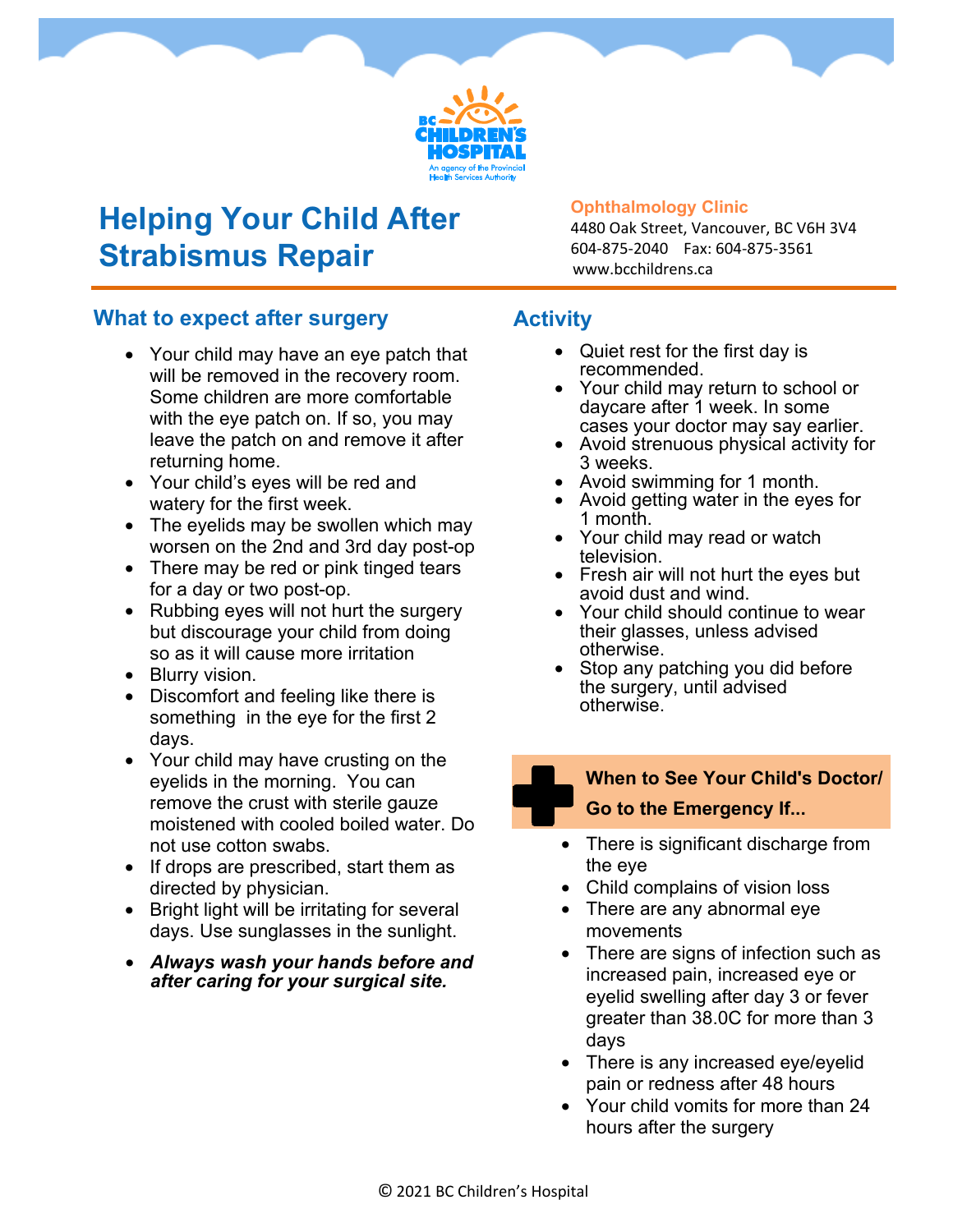# Helping Your Child After Strabismus Repair

**Ophthalmology Clinic**
4480 Oak Street, Vancouver, BC V6H 3V4
604-875-2040 Fax: 604-875-3561
www.bcchildrens.ca

## What to expect after surgery

- Your child may have an eye patch that will be removed in the recovery room. Some children are more comfortable with the eye patch on. If so, you may leave the patch on and remove it after returning home.
- Your child's eyes will be red and watery for the first week.
- The eyelids may be swollen which may worsen on the 2nd and 3rd day post-op
- There may be red or pink tinged tears for a day or two post-op.
- Rubbing eyes will not hurt the surgery but discourage your child from doing so as it will cause more irritation
- Blurry vision.
- Discomfort and feeling like there is something in the eye for the first 2 days.
- Your child may have crusting on the eyelids in the morning. You can remove the crust with sterile gauze moistened with cooled boiled water. Do not use cotton swabs.
- If drops are prescribed, start them as directed by physician.
- Bright light will be irritating for several days. Use sunglasses in the sunlight.
- ***Always wash your hands before and after caring for your surgical site.***

## Activity

- Quiet rest for the first day is recommended.
- Your child may return to school or daycare after 1 week. In some cases your doctor may say earlier.
- Avoid strenuous physical activity for 3 weeks.
- Avoid swimming for 1 month.
- Avoid getting water in the eyes for 1 month.
- Your child may read or watch television.
- Fresh air will not hurt the eyes but avoid dust and wind.
- Your child should continue to wear their glasses, unless advised otherwise.
- Stop any patching you did before the surgery, until advised otherwise.

## When to See Your Child's Doctor/ Go to the Emergency If...

- There is significant discharge from the eye
- Child complains of vision loss
- There are any abnormal eye movements
- There are signs of infection such as increased pain, increased eye or eyelid swelling after day 3 or fever greater than 38.0C for more than 3 days
- There is any increased eye/eyelid pain or redness after 48 hours
- Your child vomits for more than 24 hours after the surgery

© 2021 BC Children's Hospital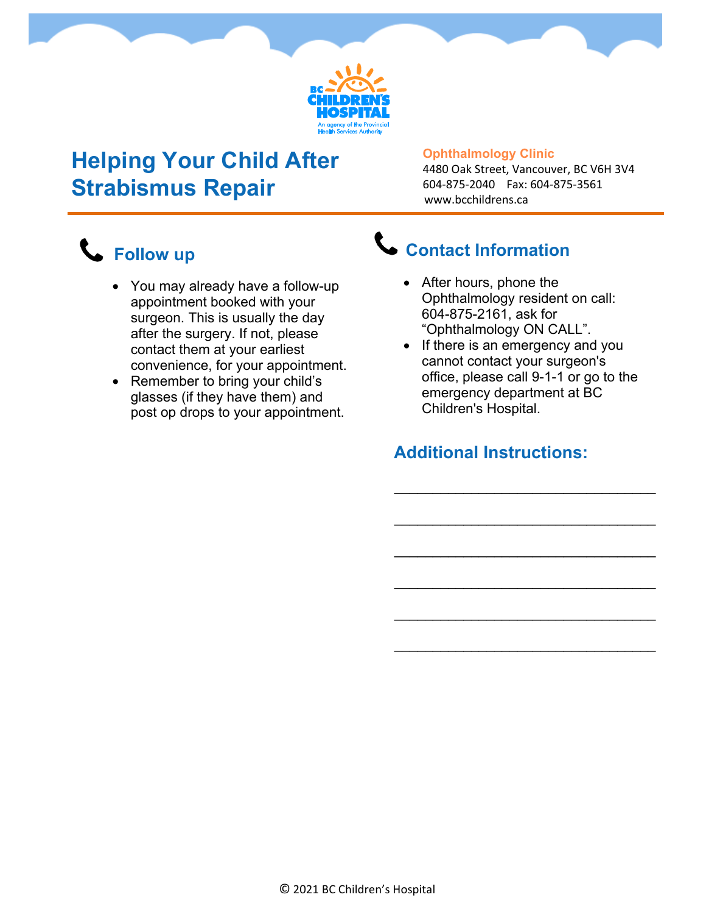# Helping Your Child After Strabismus Repair

**Ophthalmology Clinic**
4480 Oak Street, Vancouver, BC V6H 3V4
604-875-2040 Fax: 604-875-3561
www.bcchildrens.ca

## Follow up

- You may already have a follow-up appointment booked with your surgeon. This is usually the day after the surgery. If not, please contact them at your earliest convenience, for your appointment.
- Remember to bring your child's glasses (if they have them) and post op drops to your appointment.

## Contact Information

- After hours, phone the Ophthalmology resident on call: 604-875-2161, ask for "Ophthalmology ON CALL".
- If there is an emergency and you cannot contact your surgeon's office, please call 9-1-1 or go to the emergency department at BC Children's Hospital.

## Additional Instructions:

________________________________

________________________________

________________________________

________________________________

________________________________

________________________________

© 2021 BC Children's Hospital